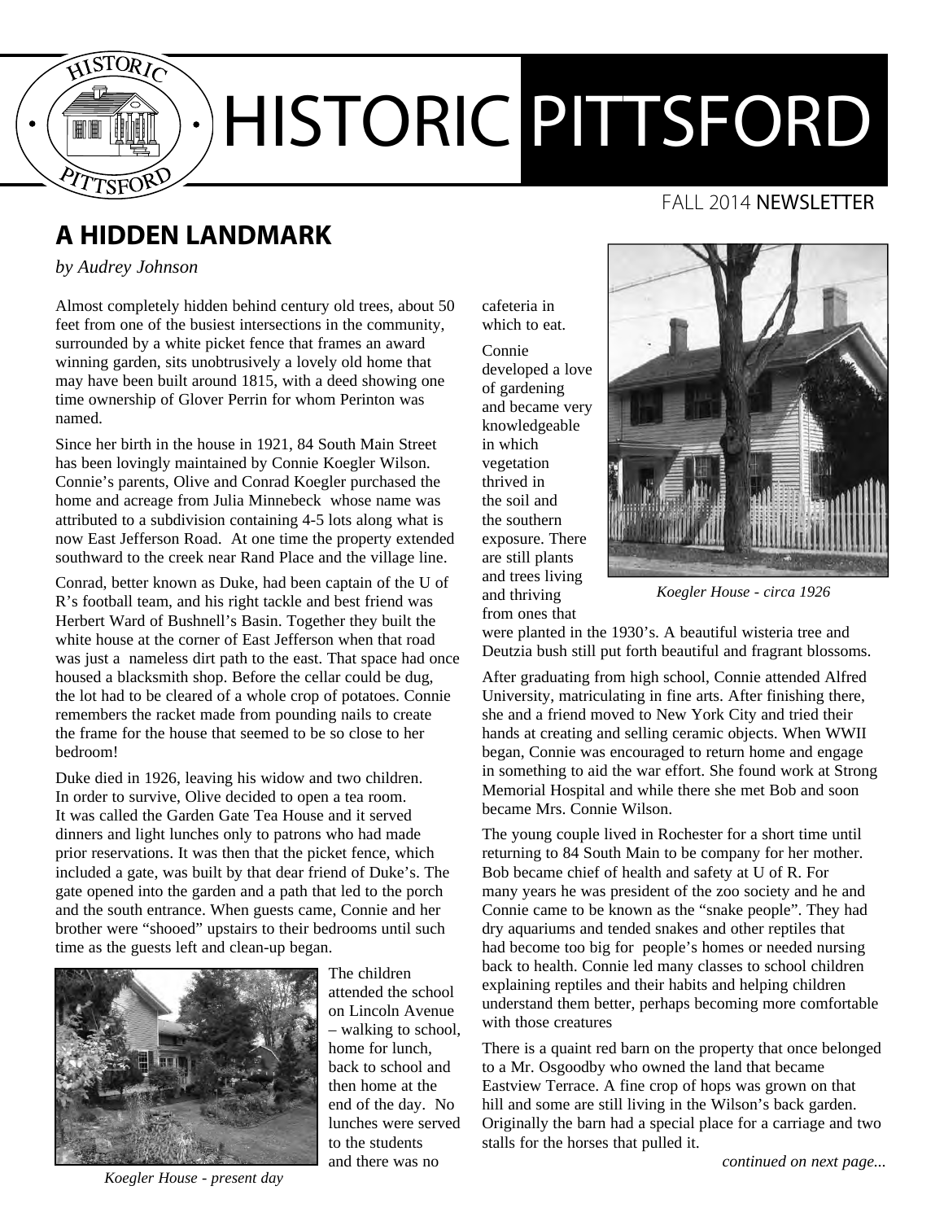# HISTORIC PITTSFORD

FALL 2014 NEWSLETTER

## A HIDDEN LANDMARK

*by Audrey Johnson*

Almost completely hidden behind century old trees, about 50 feet from one of the busiest intersections in the community, surrounded by a white picket fence that frames an award winning garden, sits unobtrusively a lovely old home that may have been built around 1815, with a deed showing one time ownership of Glover Perrin for whom Perinton was named.

Since her birth in the house in 1921, 84 South Main Street has been lovingly maintained by Connie Koegler Wilson. Connie's parents, Olive and Conrad Koegler purchased the home and acreage from Julia Minnebeck whose name was attributed to a subdivision containing 4-5 lots along what is now East Jefferson Road. At one time the property extended southward to the creek near Rand Place and the village line.

Conrad, better known as Duke, had been captain of the U of R's football team, and his right tackle and best friend was Herbert Ward of Bushnell's Basin. Together they built the white house at the corner of East Jefferson when that road was just a nameless dirt path to the east. That space had once housed a blacksmith shop. Before the cellar could be dug, the lot had to be cleared of a whole crop of potatoes. Connie remembers the racket made from pounding nails to create the frame for the house that seemed to be so close to her bedroom!

Duke died in 1926, leaving his widow and two children. In order to survive, Olive decided to open a tea room. It was called the Garden Gate Tea House and it served dinners and light lunches only to patrons who had made prior reservations. It was then that the picket fence, which included a gate, was built by that dear friend of Duke's. The gate opened into the garden and a path that led to the porch and the south entrance. When guests came, Connie and her brother were "shooed" upstairs to their bedrooms until such time as the guests left and clean-up began.

*Koegler House - present day*

The children attended the school on Lincoln Avenue – walking to school, home for lunch, back to school and then home at the end of the day. No lunches were served to the students and there was no cafeteria in which to eat.

Connie developed a love of gardening and became very knowledgeable in which vegetation thrived in the soil and the southern exposure. There are still plants and trees living and thriving from ones that were planted in the 1930's. A beautiful wisteria tree and Deutzia bush still put forth beautiful and fragrant blossoms.

*Koegler House - circa 1926*

After graduating from high school, Connie attended Alfred University, matriculating in fine arts. After finishing there, she and a friend moved to New York City and tried their hands at creating and selling ceramic objects. When WWII began, Connie was encouraged to return home and engage in something to aid the war effort. She found work at Strong Memorial Hospital and while there she met Bob and soon became Mrs. Connie Wilson.

The young couple lived in Rochester for a short time until returning to 84 South Main to be company for her mother. Bob became chief of health and safety at U of R. For many years he was president of the zoo society and he and Connie came to be known as the "snake people". They had dry aquariums and tended snakes and other reptiles that had become too big for people's homes or needed nursing back to health. Connie led many classes to school children explaining reptiles and their habits and helping children understand them better, perhaps becoming more comfortable with those creatures

There is a quaint red barn on the property that once belonged to a Mr. Osgoodby who owned the land that became Eastview Terrace. A fine crop of hops was grown on that hill and some are still living in the Wilson's back garden. Originally the barn had a special place for a carriage and two stalls for the horses that pulled it.

*continued on next page...*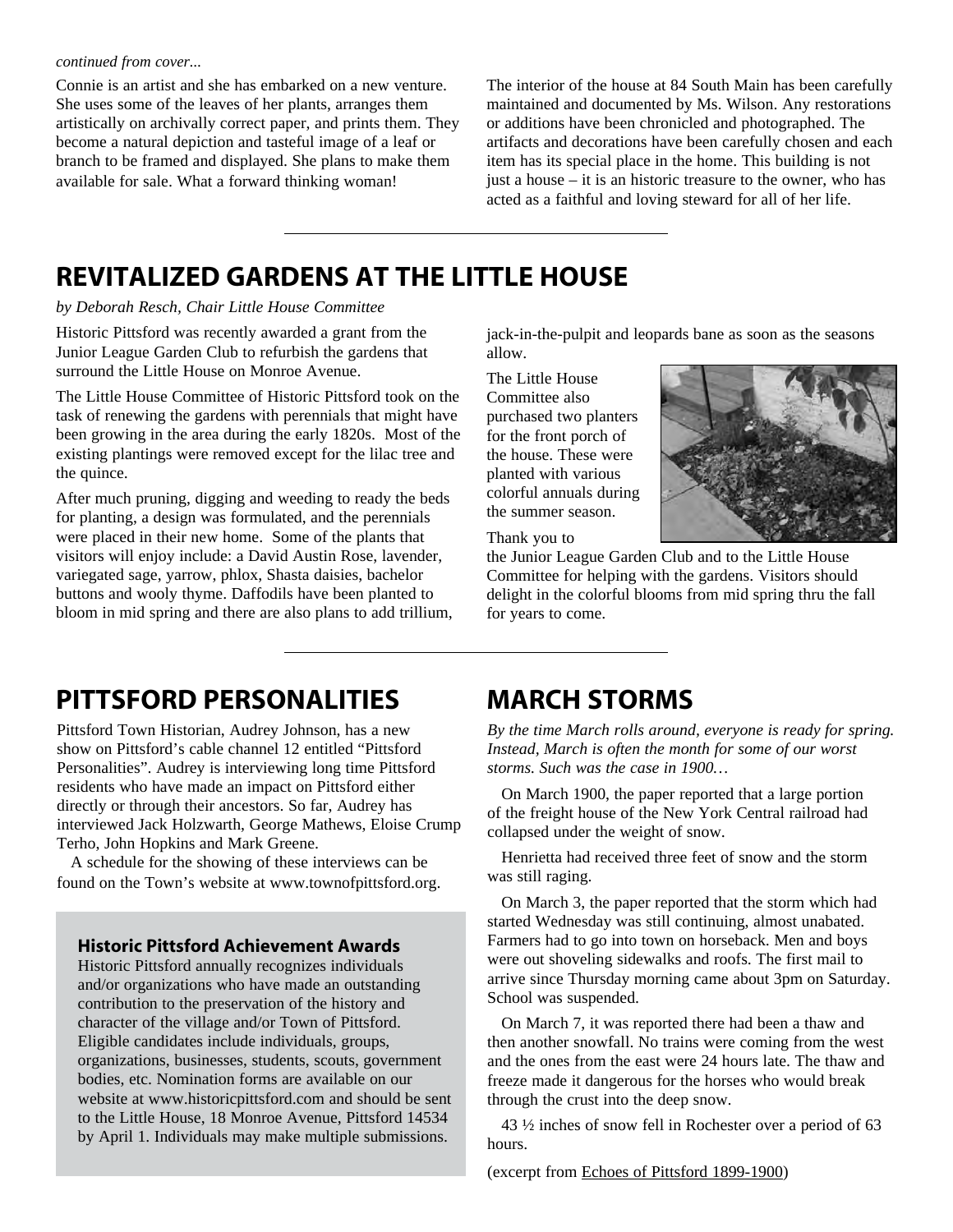*continued from cover...*

Connie is an artist and she has embarked on a new venture. She uses some of the leaves of her plants, arranges them artistically on archivally correct paper, and prints them. They become a natural depiction and tasteful image of a leaf or branch to be framed and displayed. She plans to make them available for sale. What a forward thinking woman!

The interior of the house at 84 South Main has been carefully maintained and documented by Ms. Wilson. Any restorations or additions have been chronicled and photographed. The artifacts and decorations have been carefully chosen and each item has its special place in the home. This building is not just a house – it is an historic treasure to the owner, who has acted as a faithful and loving steward for all of her life.

---

## REVITALIZED GARDENS AT THE LITTLE HOUSE

*by Deborah Resch, Chair Little House Committee*

Historic Pittsford was recently awarded a grant from the Junior League Garden Club to refurbish the gardens that surround the Little House on Monroe Avenue.

The Little House Committee of Historic Pittsford took on the task of renewing the gardens with perennials that might have been growing in the area during the early 1820s. Most of the existing plantings were removed except for the lilac tree and the quince.

After much pruning, digging and weeding to ready the beds for planting, a design was formulated, and the perennials were placed in their new home. Some of the plants that visitors will enjoy include: a David Austin Rose, lavender, variegated sage, yarrow, phlox, Shasta daisies, bachelor buttons and wooly thyme. Daffodils have been planted to bloom in mid spring and there are also plans to add trillium, jack-in-the-pulpit and leopards bane as soon as the seasons allow.

The Little House Committee also purchased two planters for the front porch of the house. These were planted with various colorful annuals during the summer season.

Thank you to the Junior League Garden Club and to the Little House Committee for helping with the gardens. Visitors should delight in the colorful blooms from mid spring thru the fall for years to come.

---

## PITTSFORD PERSONALITIES

Pittsford Town Historian, Audrey Johnson, has a new show on Pittsford's cable channel 12 entitled "Pittsford Personalities". Audrey is interviewing long time Pittsford residents who have made an impact on Pittsford either directly or through their ancestors. So far, Audrey has interviewed Jack Holzwarth, George Mathews, Eloise Crump Terho, John Hopkins and Mark Greene.

A schedule for the showing of these interviews can be found on the Town's website at www.townofpittsford.org.

### Historic Pittsford Achievement Awards

Historic Pittsford annually recognizes individuals and/or organizations who have made an outstanding contribution to the preservation of the history and character of the village and/or Town of Pittsford. Eligible candidates include individuals, groups, organizations, businesses, students, scouts, government bodies, etc. Nomination forms are available on our website at www.historicpittsford.com and should be sent to the Little House, 18 Monroe Avenue, Pittsford 14534 by April 1. Individuals may make multiple submissions.

## MARCH STORMS

*By the time March rolls around, everyone is ready for spring. Instead, March is often the month for some of our worst storms. Such was the case in 1900…*

On March 1900, the paper reported that a large portion of the freight house of the New York Central railroad had collapsed under the weight of snow.

Henrietta had received three feet of snow and the storm was still raging.

On March 3, the paper reported that the storm which had started Wednesday was still continuing, almost unabated. Farmers had to go into town on horseback. Men and boys were out shoveling sidewalks and roofs. The first mail to arrive since Thursday morning came about 3pm on Saturday. School was suspended.

On March 7, it was reported there had been a thaw and then another snowfall. No trains were coming from the west and the ones from the east were 24 hours late. The thaw and freeze made it dangerous for the horses who would break through the crust into the deep snow.

43 ½ inches of snow fell in Rochester over a period of 63 hours.

(excerpt from Echoes of Pittsford 1899-1900)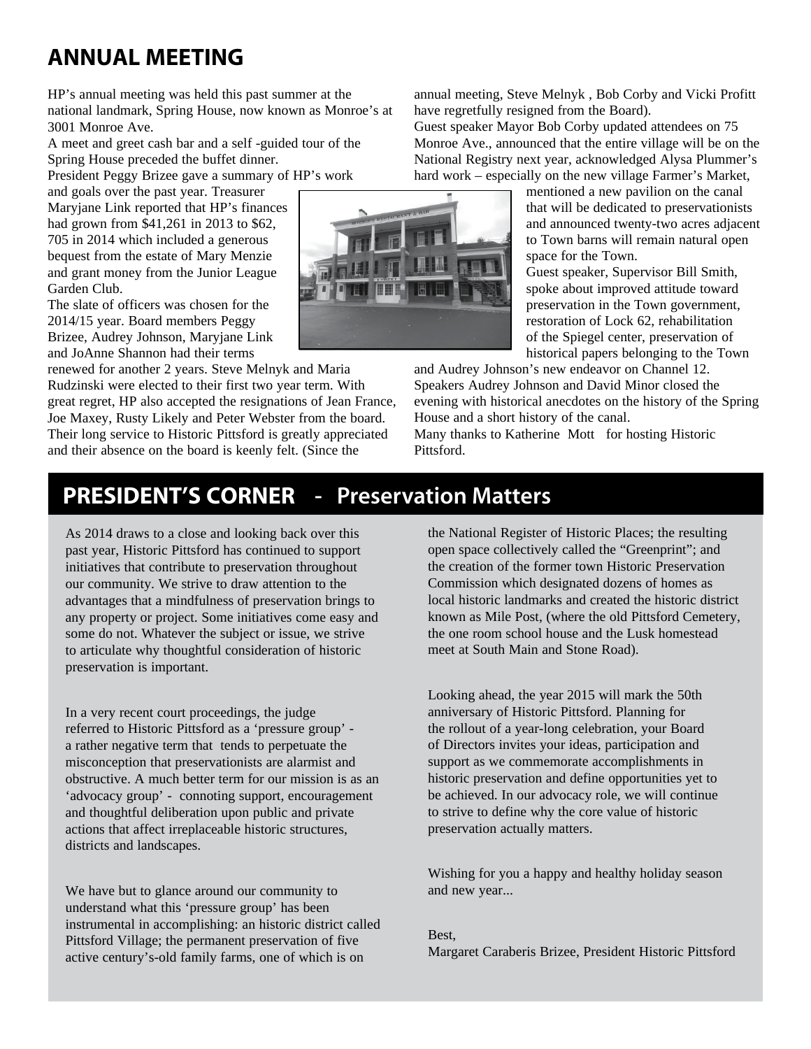## ANNUAL MEETING

HP's annual meeting was held this past summer at the national landmark, Spring House, now known as Monroe's at 3001 Monroe Ave.

A meet and greet cash bar and a self -guided tour of the Spring House preceded the buffet dinner.

President Peggy Brizee gave a summary of HP's work and goals over the past year. Treasurer Maryjane Link reported that HP's finances had grown from $41,261 in 2013 to $62, 705 in 2014 which included a generous bequest from the estate of Mary Menzie and grant money from the Junior League Garden Club.

The slate of officers was chosen for the 2014/15 year. Board members Peggy Brizee, Audrey Johnson, Maryjane Link and JoAnne Shannon had their terms renewed for another 2 years. Steve Melnyk and Maria Rudzinski were elected to their first two year term. With great regret, HP also accepted the resignations of Jean France, Joe Maxey, Rusty Likely and Peter Webster from the board. Their long service to Historic Pittsford is greatly appreciated and their absence on the board is keenly felt. (Since the annual meeting, Steve Melnyk , Bob Corby and Vicki Profitt have regretfully resigned from the Board).

Guest speaker Mayor Bob Corby updated attendees on 75 Monroe Ave., announced that the entire village will be on the National Registry next year, acknowledged Alysa Plummer's hard work – especially on the new village Farmer's Market, mentioned a new pavilion on the canal that will be dedicated to preservationists and announced twenty-two acres adjacent to Town barns will remain natural open space for the Town.

Guest speaker, Supervisor Bill Smith, spoke about improved attitude toward preservation in the Town government, restoration of Lock 62, rehabilitation of the Spiegel center, preservation of historical papers belonging to the Town and Audrey Johnson's new endeavor on Channel 12.

Speakers Audrey Johnson and David Minor closed the evening with historical anecdotes on the history of the Spring House and a short history of the canal.

Many thanks to Katherine Mott for hosting Historic Pittsford.

## PRESIDENT'S CORNER - Preservation Matters

As 2014 draws to a close and looking back over this past year, Historic Pittsford has continued to support initiatives that contribute to preservation throughout our community. We strive to draw attention to the advantages that a mindfulness of preservation brings to any property or project. Some initiatives come easy and some do not. Whatever the subject or issue, we strive to articulate why thoughtful consideration of historic preservation is important.

In a very recent court proceedings, the judge referred to Historic Pittsford as a 'pressure group' - a rather negative term that tends to perpetuate the misconception that preservationists are alarmist and obstructive. A much better term for our mission is as an 'advocacy group' - connoting support, encouragement and thoughtful deliberation upon public and private actions that affect irreplaceable historic structures, districts and landscapes.

We have but to glance around our community to understand what this 'pressure group' has been instrumental in accomplishing: an historic district called Pittsford Village; the permanent preservation of five active century's-old family farms, one of which is on the National Register of Historic Places; the resulting open space collectively called the "Greenprint"; and the creation of the former town Historic Preservation Commission which designated dozens of homes as local historic landmarks and created the historic district known as Mile Post, (where the old Pittsford Cemetery, the one room school house and the Lusk homestead meet at South Main and Stone Road).

Looking ahead, the year 2015 will mark the 50th anniversary of Historic Pittsford. Planning for the rollout of a year-long celebration, your Board of Directors invites your ideas, participation and support as we commemorate accomplishments in historic preservation and define opportunities yet to be achieved. In our advocacy role, we will continue to strive to define why the core value of historic preservation actually matters.

Wishing for you a happy and healthy holiday season and new year...

Best,
Margaret Caraberis Brizee, President Historic Pittsford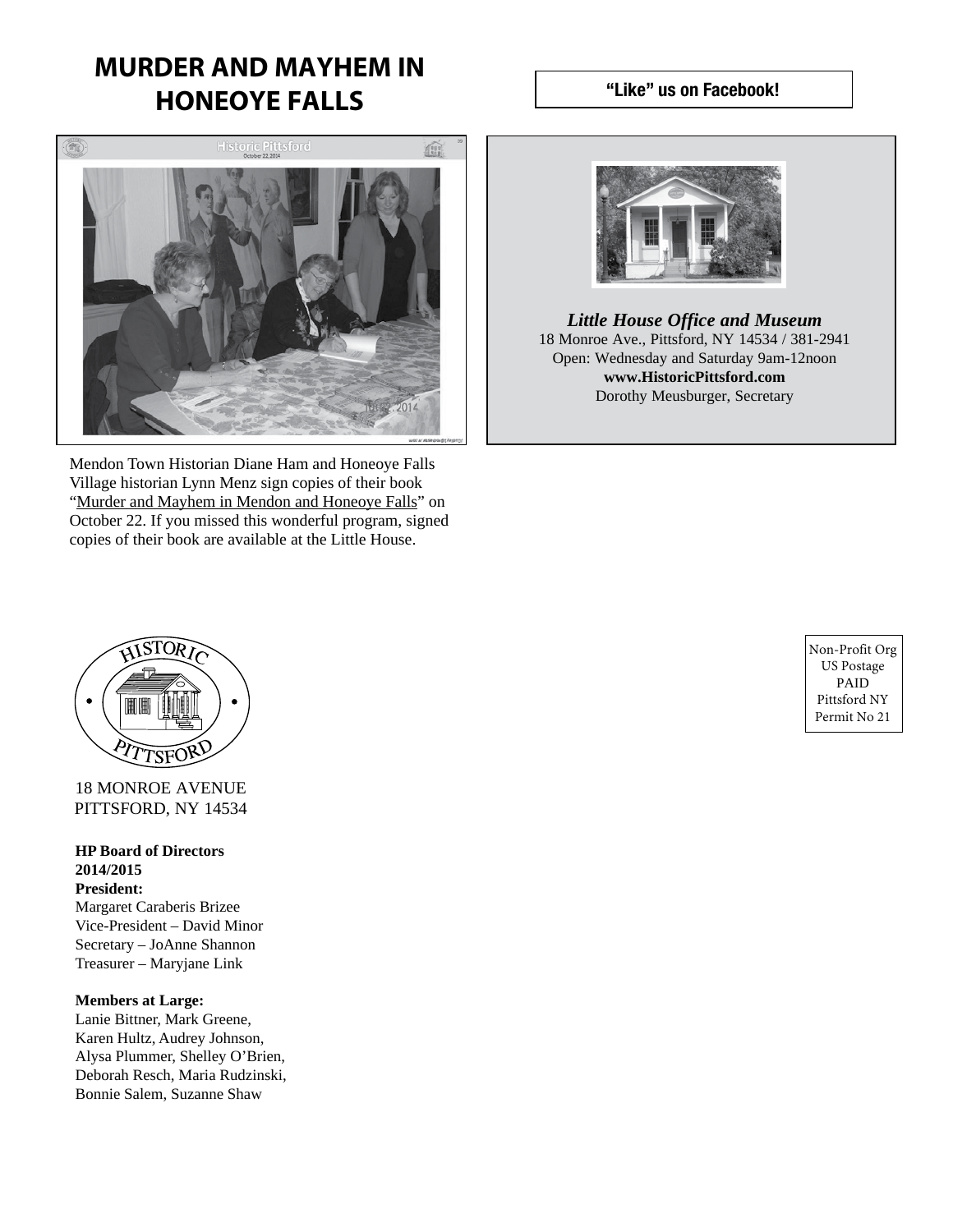# MURDER AND MAYHEM IN HONEOYE FALLS

**"Like" us on Facebook!**

Mendon Town Historian Diane Ham and Honeoye Falls Village historian Lynn Menz sign copies of their book "Murder and Mayhem in Mendon and Honeoye Falls" on October 22. If you missed this wonderful program, signed copies of their book are available at the Little House.

***Little House Office and Museum***
18 Monroe Ave., Pittsford, NY 14534 / 381-2941
Open: Wednesday and Saturday 9am-12noon
**www.HistoricPittsford.com**
Dorothy Meusburger, Secretary

HISTORIC PITTSFORD

18 MONROE AVENUE
PITTSFORD, NY 14534

Non-Profit Org
US Postage
PAID
Pittsford NY
Permit No 21

**HP Board of Directors 2014/2015**
**President:**
Margaret Caraberis Brizee
Vice-President – David Minor
Secretary – JoAnne Shannon
Treasurer – Maryjane Link

**Members at Large:**
Lanie Bittner, Mark Greene, Karen Hultz, Audrey Johnson, Alysa Plummer, Shelley O'Brien, Deborah Resch, Maria Rudzinski, Bonnie Salem, Suzanne Shaw